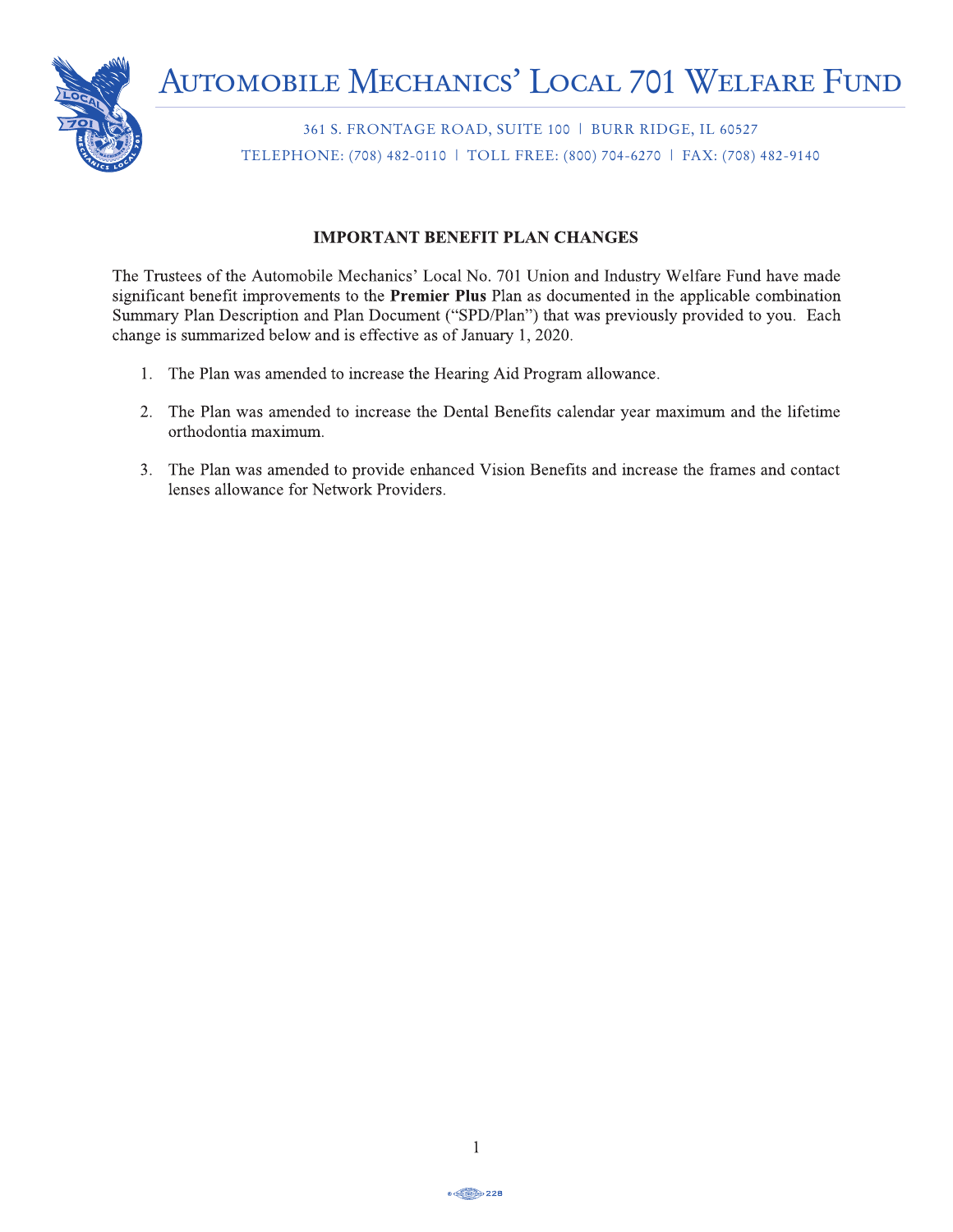# Automobile Mechanics' Local 701 Welfare Fund

361 S. Frontage Road, Suite 100 | Burr Ridge, IL 60527

Telephone: (708) 482-0110 | Toll Free: (800) 704-6270 | Fax: (708) 482-9140

## IMPORTANT BENEFIT PLAN CHANGES

The Trustees of the Automobile Mechanics' Local No. 701 Union and Industry Welfare Fund have made significant benefit improvements to the **Premier Plus** Plan as documented in the applicable combination Summary Plan Description and Plan Document ("SPD/Plan") that was previously provided to you. Each change is summarized below and is effective as of January 1, 2020.

1. The Plan was amended to increase the Hearing Aid Program allowance.
2. The Plan was amended to increase the Dental Benefits calendar year maximum and the lifetime orthodontia maximum.
3. The Plan was amended to provide enhanced Vision Benefits and increase the frames and contact lenses allowance for Network Providers.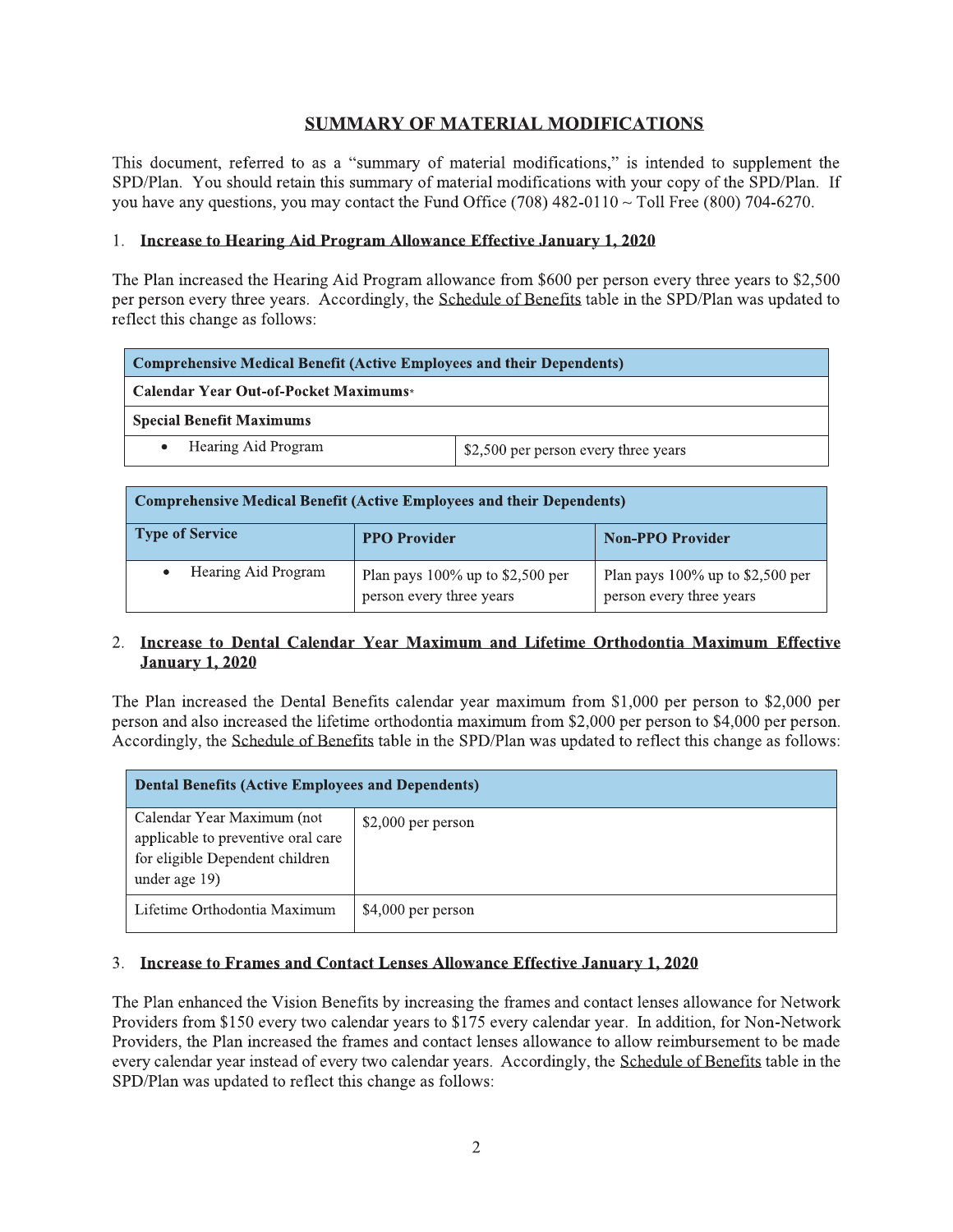## SUMMARY OF MATERIAL MODIFICATIONS

This document, referred to as a "summary of material modifications," is intended to supplement the SPD/Plan. You should retain this summary of material modifications with your copy of the SPD/Plan. If you have any questions, you may contact the Fund Office (708) 482-0110 ~ Toll Free (800) 704-6270.

### 1. Increase to Hearing Aid Program Allowance Effective January 1, 2020

The Plan increased the Hearing Aid Program allowance from $600 per person every three years to $2,500 per person every three years. Accordingly, the Schedule of Benefits table in the SPD/Plan was updated to reflect this change as follows:

| **Comprehensive Medical Benefit (Active Employees and their Dependents)** | |
|---|---|
| **Calendar Year Out-of-Pocket Maximums*** | |
| **Special Benefit Maximums** | |
| • Hearing Aid Program | $2,500 per person every three years |

| **Comprehensive Medical Benefit (Active Employees and their Dependents)** | | |
|---|---|---|
| **Type of Service** | **PPO Provider** | **Non-PPO Provider** |
| • Hearing Aid Program | Plan pays 100% up to $2,500 per person every three years | Plan pays 100% up to $2,500 per person every three years |

### 2. Increase to Dental Calendar Year Maximum and Lifetime Orthodontia Maximum Effective January 1, 2020

The Plan increased the Dental Benefits calendar year maximum from $1,000 per person to $2,000 per person and also increased the lifetime orthodontia maximum from $2,000 per person to $4,000 per person. Accordingly, the Schedule of Benefits table in the SPD/Plan was updated to reflect this change as follows:

| **Dental Benefits (Active Employees and Dependents)** | |
|---|---|
| Calendar Year Maximum (not applicable to preventive oral care for eligible Dependent children under age 19) | $2,000 per person |
| Lifetime Orthodontia Maximum | $4,000 per person |

### 3. Increase to Frames and Contact Lenses Allowance Effective January 1, 2020

The Plan enhanced the Vision Benefits by increasing the frames and contact lenses allowance for Network Providers from $150 every two calendar years to $175 every calendar year. In addition, for Non-Network Providers, the Plan increased the frames and contact lenses allowance to allow reimbursement to be made every calendar year instead of every two calendar years. Accordingly, the Schedule of Benefits table in the SPD/Plan was updated to reflect this change as follows: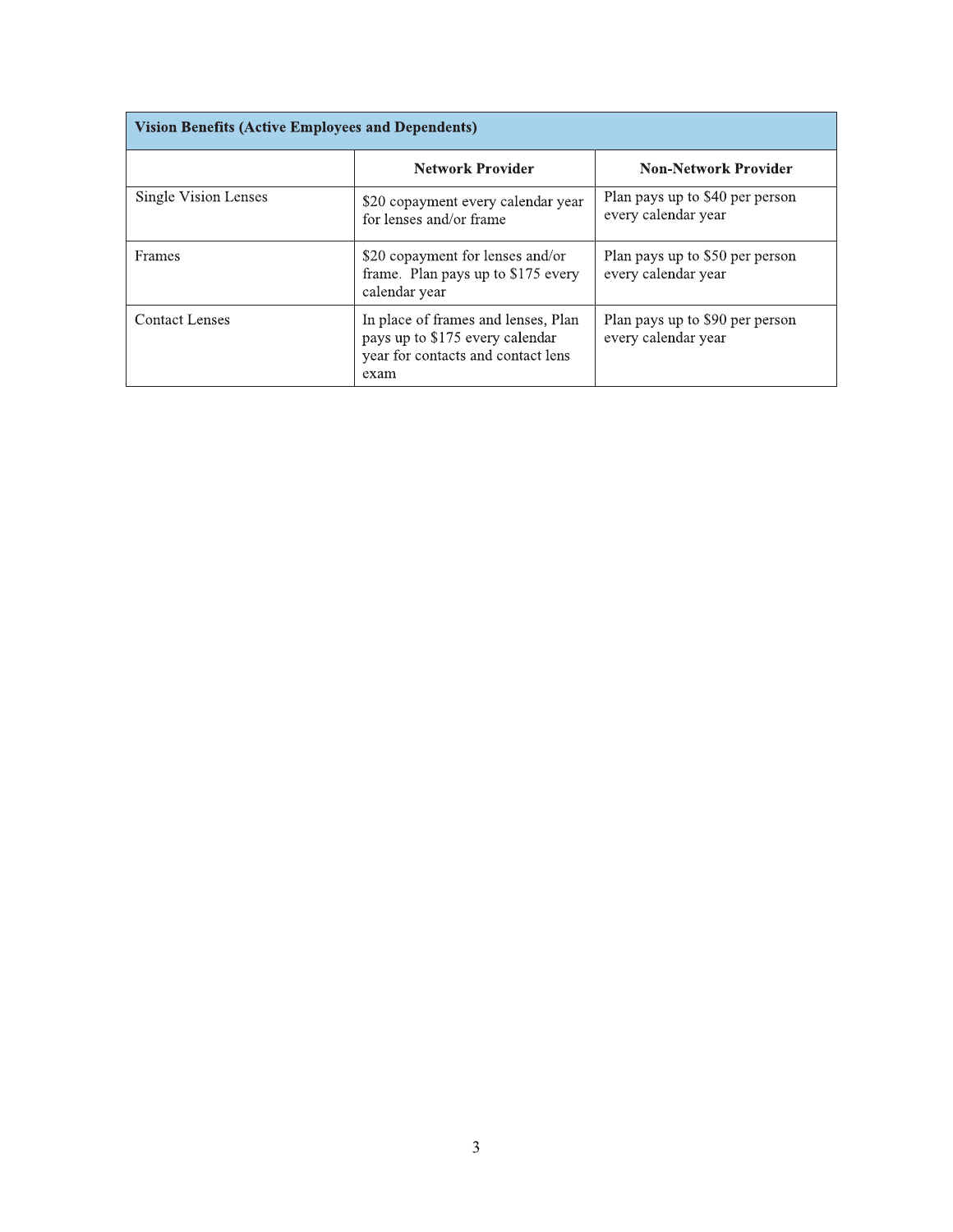| Vision Benefits (Active Employees and Dependents) | | |
|---|---|---|
| | **Network Provider** | **Non-Network Provider** |
| Single Vision Lenses | $20 copayment every calendar year for lenses and/or frame | Plan pays up to $40 per person every calendar year |
| Frames | $20 copayment for lenses and/or frame. Plan pays up to $175 every calendar year | Plan pays up to $50 per person every calendar year |
| Contact Lenses | In place of frames and lenses, Plan pays up to $175 every calendar year for contacts and contact lens exam | Plan pays up to $90 per person every calendar year |